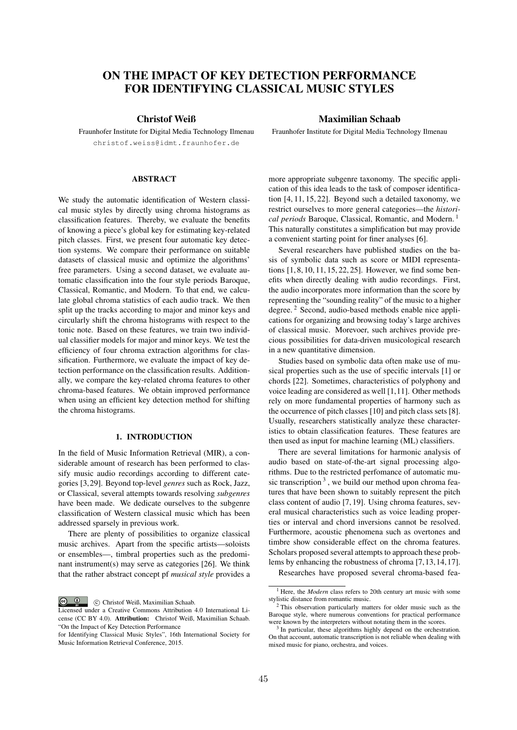# ON THE IMPACT OF KEY DETECTION PERFORMANCE FOR IDENTIFYING CLASSICAL MUSIC STYLES

**Christof Weiß**
Fraunhofer Institute for Digital Media Technology Ilmenau
christof.weiss@idmt.fraunhofer.de

**Maximilian Schaab**
Fraunhofer Institute for Digital Media Technology Ilmenau

## ABSTRACT

We study the automatic identification of Western classical music styles by directly using chroma histograms as classification features. Thereby, we evaluate the benefits of knowing a piece's global key for estimating key-related pitch classes. First, we present four automatic key detection systems. We compare their performance on suitable datasets of classical music and optimize the algorithms' free parameters. Using a second dataset, we evaluate automatic classification into the four style periods Baroque, Classical, Romantic, and Modern. To that end, we calculate global chroma statistics of each audio track. We then split up the tracks according to major and minor keys and circularly shift the chroma histograms with respect to the tonic note. Based on these features, we train two individual classifier models for major and minor keys. We test the efficiency of four chroma extraction algorithms for classification. Furthermore, we evaluate the impact of key detection performance on the classification results. Additionally, we compare the key-related chroma features to other chroma-based features. We obtain improved performance when using an efficient key detection method for shifting the chroma histograms.

## 1. INTRODUCTION

In the field of Music Information Retrieval (MIR), a considerable amount of research has been performed to classify music audio recordings according to different categories [3, 29]. Beyond top-level *genres* such as Rock, Jazz, or Classical, several attempts towards resolving *subgenres* have been made. We dedicate ourselves to the subgenre classification of Western classical music which has been addressed sparsely in previous work.

There are plenty of possibilities to organize classical music archives. Apart from the specific artists—soloists or ensembles—, timbral properties such as the predominant instrument(s) may serve as categories [26]. We think that the rather abstract concept pf *musical style* provides a more appropriate subgenre taxonomy. The specific application of this idea leads to the task of composer identification [4, 11, 15, 22]. Beyond such a detailed taxonomy, we restrict ourselves to more general categories—the *historical periods* Baroque, Classical, Romantic, and Modern. [1] This naturally constitutes a simplification but may provide a convenient starting point for finer analyses [6].

Several researchers have published studies on the basis of symbolic data such as score or MIDI representations [1, 8, 10, 11, 15, 22, 25]. However, we find some benefits when directly dealing with audio recordings. First, the audio incorporates more information than the score by representing the "sounding reality" of the music to a higher degree. [2] Second, audio-based methods enable nice applications for organizing and browsing today's large archives of classical music. Morevoer, such archives provide precious possibilities for data-driven musicological research in a new quantitative dimension.

Studies based on symbolic data often make use of musical properties such as the use of specific intervals [1] or chords [22]. Sometimes, characteristics of polyphony and voice leading are considered as well [1, 11]. Other methods rely on more fundamental properties of harmony such as the occurrence of pitch classes [10] and pitch class sets [8]. Usually, researchers statistically analyze these characteristics to obtain classification features. These features are then used as input for machine learning (ML) classifiers.

There are several limitations for harmonic analysis of audio based on state-of-the-art signal processing algorithms. Due to the restricted perfomance of automatic music transcription [3], we build our method upon chroma features that have been shown to suitably represent the pitch class content of audio [7, 19]. Using chroma features, several musical characteristics such as voice leading properties or interval and chord inversions cannot be resolved. Furthermore, acoustic phenomena such as overtones and timbre show considerable effect on the chroma features. Scholars proposed several attempts to approach these problems by enhancing the robustness of chroma [7, 13, 14, 17].

Researches have proposed several chroma-based fea-

[1] Here, the *Modern* class refers to 20th century art music with some stylistic distance from romantic music.

[2] This observation particularly matters for older music such as the Baroque style, where numerous conventions for practical performance were known by the interpreters without notating them in the scores.

[3] In particular, these algorithms highly depend on the orchestration. On that account, automatic transcription is not reliable when dealing with mixed music for piano, orchestra, and voices.

© Christof Weiß, Maximilian Schaab.
Licensed under a Creative Commons Attribution 4.0 International License (CC BY 4.0). **Attribution:** Christof Weiß, Maximilian Schaab. "On the Impact of Key Detection Performance for Identifying Classical Music Styles", 16th International Society for Music Information Retrieval Conference, 2015.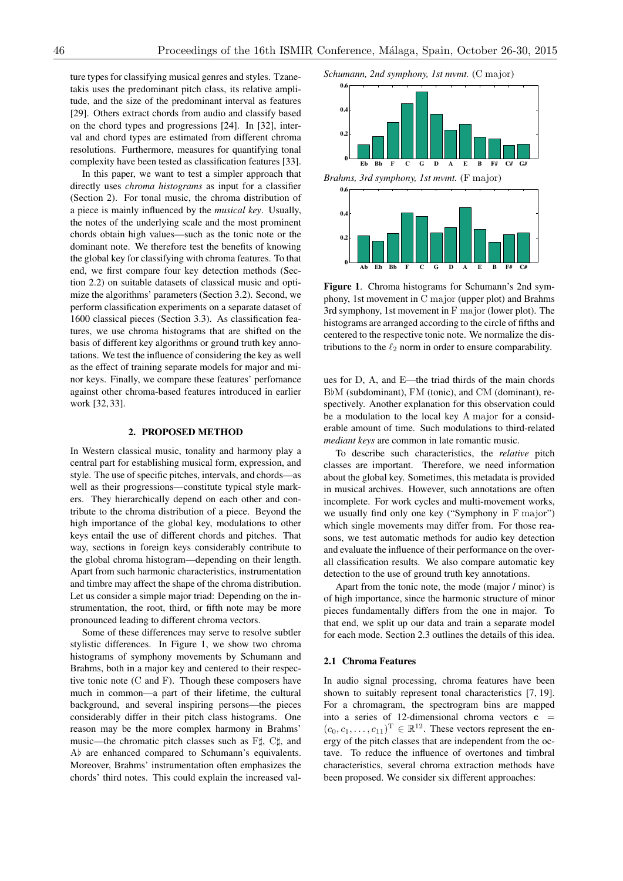ture types for classifying musical genres and styles. Tzanetakis uses the predominant pitch class, its relative amplitude, and the size of the predominant interval as features [29]. Others extract chords from audio and classify based on the chord types and progressions [24]. In [32], interval and chord types are estimated from different chroma resolutions. Furthermore, measures for quantifying tonal complexity have been tested as classification features [33].

In this paper, we want to test a simpler approach that directly uses *chroma histograms* as input for a classifier (Section 2). For tonal music, the chroma distribution of a piece is mainly influenced by the *musical key*. Usually, the notes of the underlying scale and the most prominent chords obtain high values—such as the tonic note or the dominant note. We therefore test the benefits of knowing the global key for classifying with chroma features. To that end, we first compare four key detection methods (Section 2.2) on suitable datasets of classical music and optimize the algorithms' parameters (Section 3.2). Second, we perform classification experiments on a separate dataset of 1600 classical pieces (Section 3.3). As classification features, we use chroma histograms that are shifted on the basis of different key algorithms or ground truth key annotations. We test the influence of considering the key as well as the effect of training separate models for major and minor keys. Finally, we compare these features' perfomance against other chroma-based features introduced in earlier work [32, 33].

## 2. PROPOSED METHOD

In Western classical music, tonality and harmony play a central part for establishing musical form, expression, and style. The use of specific pitches, intervals, and chords—as well as their progressions—constitute typical style markers. They hierarchically depend on each other and contribute to the chroma distribution of a piece. Beyond the high importance of the global key, modulations to other keys entail the use of different chords and pitches. That way, sections in foreign keys considerably contribute to the global chroma histogram—depending on their length. Apart from such harmonic characteristics, instrumentation and timbre may affect the shape of the chroma distribution. Let us consider a simple major triad: Depending on the instrumentation, the root, third, or fifth note may be more pronounced leading to different chroma vectors.

Some of these differences may serve to resolve subtler stylistic differences. In Figure 1, we show two chroma histograms of symphony movements by Schumann and Brahms, both in a major key and centered to their respective tonic note (C and F). Though these composers have much in common—a part of their lifetime, the cultural background, and several inspiring persons—the pieces considerably differ in their pitch class histograms. One reason may be the more complex harmony in Brahms' music—the chromatic pitch classes such as F♯, C♯, and A♭ are enhanced compared to Schumann's equivalents. Moreover, Brahms' instrumentation often emphasizes the chords' third notes. This could explain the increased values for D, A, and E—the triad thirds of the main chords B♭M (subdominant), FM (tonic), and CM (dominant), respectively. Another explanation for this observation could be a modulation to the local key A major for a considerable amount of time. Such modulations to third-related *mediant keys* are common in late romantic music.

*Schumann, 2nd symphony, 1st mvmt.* (C major)

*Brahms, 3rd symphony, 1st mvmt.* (F major)

**Figure 1**. Chroma histograms for Schumann's 2nd symphony, 1st movement in C major (upper plot) and Brahms 3rd symphony, 1st movement in F major (lower plot). The histograms are arranged according to the circle of fifths and centered to the respective tonic note. We normalize the distributions to the $\ell_2$ norm in order to ensure comparability.

To describe such characteristics, the *relative* pitch classes are important. Therefore, we need information about the global key. Sometimes, this metadata is provided in musical archives. However, such annotations are often incomplete. For work cycles and multi-movement works, we usually find only one key ("Symphony in F major") which single movements may differ from. For those reasons, we test automatic methods for audio key detection and evaluate the influence of their performance on the overall classification results. We also compare automatic key detection to the use of ground truth key annotations.

Apart from the tonic note, the mode (major / minor) is of high importance, since the harmonic structure of minor pieces fundamentally differs from the one in major. To that end, we split up our data and train a separate model for each mode. Section 2.3 outlines the details of this idea.

### 2.1 Chroma Features

In audio signal processing, chroma features have been shown to suitably represent tonal characteristics [7, 19]. For a chromagram, the spectrogram bins are mapped into a series of 12-dimensional chroma vectors $\mathbf{c} = (c_0, c_1, \ldots, c_{11})^{\mathrm{T}} \in \mathbb{R}^{12}$. These vectors represent the energy of the pitch classes that are independent from the octave. To reduce the influence of overtones and timbral characteristics, several chroma extraction methods have been proposed. We consider six different approaches: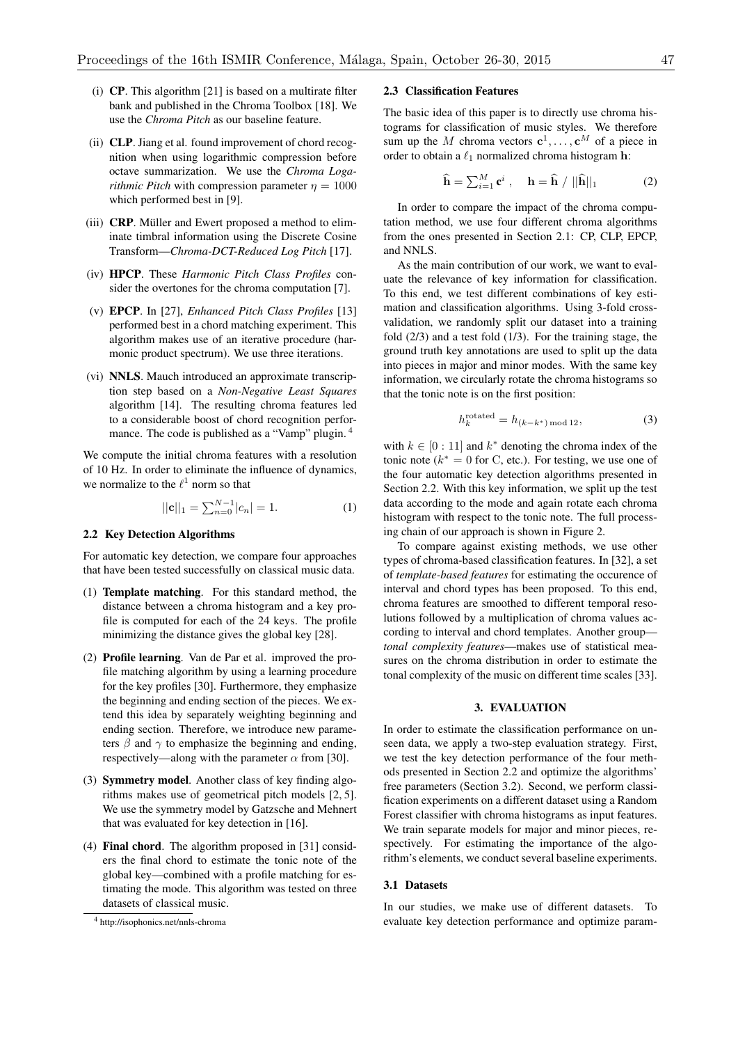(i) **CP**. This algorithm [21] is based on a multirate filter bank and published in the Chroma Toolbox [18]. We use the *Chroma Pitch* as our baseline feature.

(ii) **CLP**. Jiang et al. found improvement of chord recognition when using logarithmic compression before octave summarization. We use the *Chroma Logarithmic Pitch* with compression parameter $\eta = 1000$ which performed best in [9].

(iii) **CRP**. Müller and Ewert proposed a method to eliminate timbral information using the Discrete Cosine Transform—*Chroma-DCT-Reduced Log Pitch* [17].

(iv) **HPCP**. These *Harmonic Pitch Class Profiles* consider the overtones for the chroma computation [7].

(v) **EPCP**. In [27], *Enhanced Pitch Class Profiles* [13] performed best in a chord matching experiment. This algorithm makes use of an iterative procedure (harmonic product spectrum). We use three iterations.

(vi) **NNLS**. Mauch introduced an approximate transcription step based on a *Non-Negative Least Squares* algorithm [14]. The resulting chroma features led to a considerable boost of chord recognition performance. The code is published as a "Vamp" plugin. [4]

We compute the initial chroma features with a resolution of 10 Hz. In order to eliminate the influence of dynamics, we normalize to the $\ell^1$ norm so that

$$||\mathbf{c}||_1 = \sum_{n=0}^{N-1} |c_n| = 1. \tag{1}$$

### 2.2 Key Detection Algorithms

For automatic key detection, we compare four approaches that have been tested successfully on classical music data.

(1) **Template matching**. For this standard method, the distance between a chroma histogram and a key profile is computed for each of the 24 keys. The profile minimizing the distance gives the global key [28].

(2) **Profile learning**. Van de Par et al. improved the profile matching algorithm by using a learning procedure for the key profiles [30]. Furthermore, they emphasize the beginning and ending section of the pieces. We extend this idea by separately weighting beginning and ending section. Therefore, we introduce new parameters $\beta$ and $\gamma$ to emphasize the beginning and ending, respectively—along with the parameter $\alpha$ from [30].

(3) **Symmetry model**. Another class of key finding algorithms makes use of geometrical pitch models [2, 5]. We use the symmetry model by Gatzsche and Mehnert that was evaluated for key detection in [16].

(4) **Final chord**. The algorithm proposed in [31] considers the final chord to estimate the tonic note of the global key—combined with a profile matching for estimating the mode. This algorithm was tested on three datasets of classical music.

[4] http://isophonics.net/nnls-chroma

### 2.3 Classification Features

The basic idea of this paper is to directly use chroma histograms for classification of music styles. We therefore sum up the $M$ chroma vectors $\mathbf{c}^1, \ldots, \mathbf{c}^M$ of a piece in order to obtain a $\ell_1$ normalized chroma histogram $\mathbf{h}$:

$$\widehat{\mathbf{h}} = \sum_{i=1}^{M} \mathbf{c}^i \,, \quad \mathbf{h} = \widehat{\mathbf{h}} \;/\; ||\widehat{\mathbf{h}}||_1 \tag{2}$$

In order to compare the impact of the chroma computation method, we use four different chroma algorithms from the ones presented in Section 2.1: CP, CLP, EPCP, and NNLS.

As the main contribution of our work, we want to evaluate the relevance of key information for classification. To this end, we test different combinations of key estimation and classification algorithms. Using 3-fold cross-validation, we randomly split our dataset into a training fold (2/3) and a test fold (1/3). For the training stage, the ground truth key annotations are used to split up the data into pieces in major and minor modes. With the same key information, we circularly rotate the chroma histograms so that the tonic note is on the first position:

$$h_k^{\text{rotated}} = h_{(k-k^*) \bmod 12}, \tag{3}$$

with $k \in [0 : 11]$ and $k^*$ denoting the chroma index of the tonic note ($k^* = 0$ for C, etc.). For testing, we use one of the four automatic key detection algorithms presented in Section 2.2. With this key information, we split up the test data according to the mode and again rotate each chroma histogram with respect to the tonic note. The full processing chain of our approach is shown in Figure 2.

To compare against existing methods, we use other types of chroma-based classification features. In [32], a set of *template-based features* for estimating the occurence of interval and chord types has been proposed. To this end, chroma features are smoothed to different temporal resolutions followed by a multiplication of chroma values according to interval and chord templates. Another group—*tonal complexity features*—makes use of statistical measures on the chroma distribution in order to estimate the tonal complexity of the music on different time scales [33].

## 3. EVALUATION

In order to estimate the classification performance on unseen data, we apply a two-step evaluation strategy. First, we test the key detection performance of the four methods presented in Section 2.2 and optimize the algorithms' free parameters (Section 3.2). Second, we perform classification experiments on a different dataset using a Random Forest classifier with chroma histograms as input features. We train separate models for major and minor pieces, respectively. For estimating the importance of the algorithm's elements, we conduct several baseline experiments.

### 3.1 Datasets

In our studies, we make use of different datasets. To evaluate key detection performance and optimize param-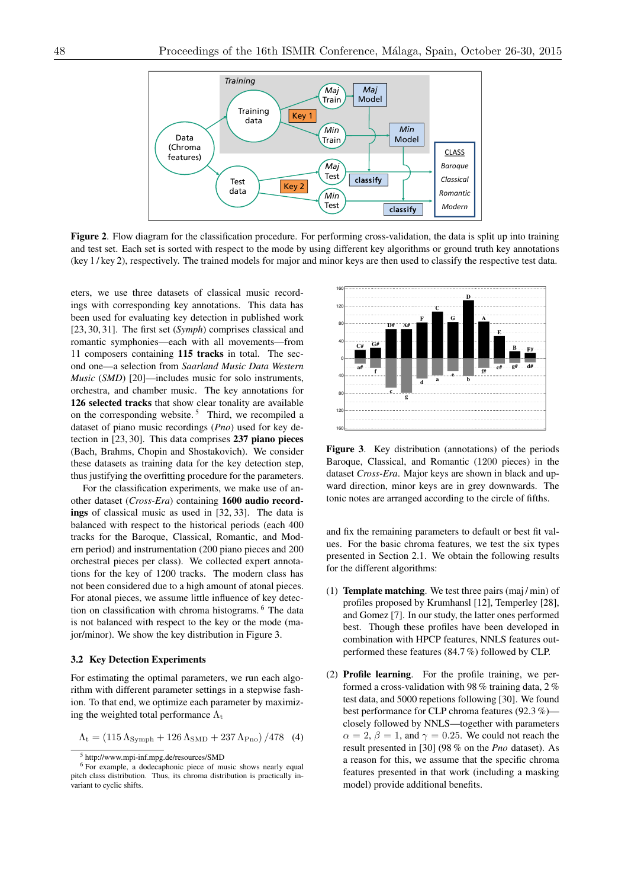**Figure 2**. Flow diagram for the classification procedure. For performing cross-validation, the data is split up into training and test set. Each set is sorted with respect to the mode by using different key algorithms or ground truth key annotations (key 1 / key 2), respectively. The trained models for major and minor keys are then used to classify the respective test data.

eters, we use three datasets of classical music recordings with corresponding key annotations. This data has been used for evaluating key detection in published work [23, 30, 31]. The first set (*Symph*) comprises classical and romantic symphonies—each with all movements—from 11 composers containing **115 tracks** in total. The second one—a selection from *Saarland Music Data Western Music* (*SMD*) [20]—includes music for solo instruments, orchestra, and chamber music. The key annotations for **126 selected tracks** that show clear tonality are available on the corresponding website.[5] Third, we recompiled a dataset of piano music recordings (*Pno*) used for key detection in [23, 30]. This data comprises **237 piano pieces** (Bach, Brahms, Chopin and Shostakovich). We consider these datasets as training data for the key detection step, thus justifying the overfitting procedure for the parameters.

For the classification experiments, we make use of another dataset (*Cross-Era*) containing **1600 audio recordings** of classical music as used in [32, 33]. The data is balanced with respect to the historical periods (each 400 tracks for the Baroque, Classical, Romantic, and Modern period) and instrumentation (200 piano pieces and 200 orchestral pieces per class). We collected expert annotations for the key of 1200 tracks. The modern class has not been considered due to a high amount of atonal pieces. For atonal pieces, we assume little influence of key detection on classification with chroma histograms.[6] The data is not balanced with respect to the key or the mode (major/minor). We show the key distribution in Figure 3.

### 3.2 Key Detection Experiments

For estimating the optimal parameters, we run each algorithm with different parameter settings in a stepwise fashion. To that end, we optimize each parameter by maximizing the weighted total performance $\Lambda_t$

$$\Lambda_t = (115\,\Lambda_{\text{Symph}} + 126\,\Lambda_{\text{SMD}} + 237\,\Lambda_{\text{Pno}})\,/478 \quad (4)$$

[5] http://www.mpi-inf.mpg.de/resources/SMD

[6] For example, a dodecaphonic piece of music shows nearly equal pitch class distribution. Thus, its chroma distribution is practically invariant to cyclic shifts.

**Figure 3**. Key distribution (annotations) of the periods Baroque, Classical, and Romantic (1200 pieces) in the dataset *Cross-Era*. Major keys are shown in black and upward direction, minor keys are in grey downwards. The tonic notes are arranged according to the circle of fifths.

and fix the remaining parameters to default or best fit values. For the basic chroma features, we test the six types presented in Section 2.1. We obtain the following results for the different algorithms:

(1) **Template matching**. We test three pairs (maj / min) of profiles proposed by Krumhansl [12], Temperley [28], and Gomez [7]. In our study, the latter ones performed best. Though these profiles have been developed in combination with HPCP features, NNLS features outperformed these features (84.7 %) followed by CLP.

(2) **Profile learning**. For the profile training, we performed a cross-validation with 98 % training data, 2 % test data, and 5000 repetions following [30]. We found best performance for CLP chroma features (92.3 %)—closely followed by NNLS—together with parameters $\alpha = 2$, $\beta = 1$, and $\gamma = 0.25$. We could not reach the result presented in [30] (98 % on the *Pno* dataset). As a reason for this, we assume that the specific chroma features presented in that work (including a masking model) provide additional benefits.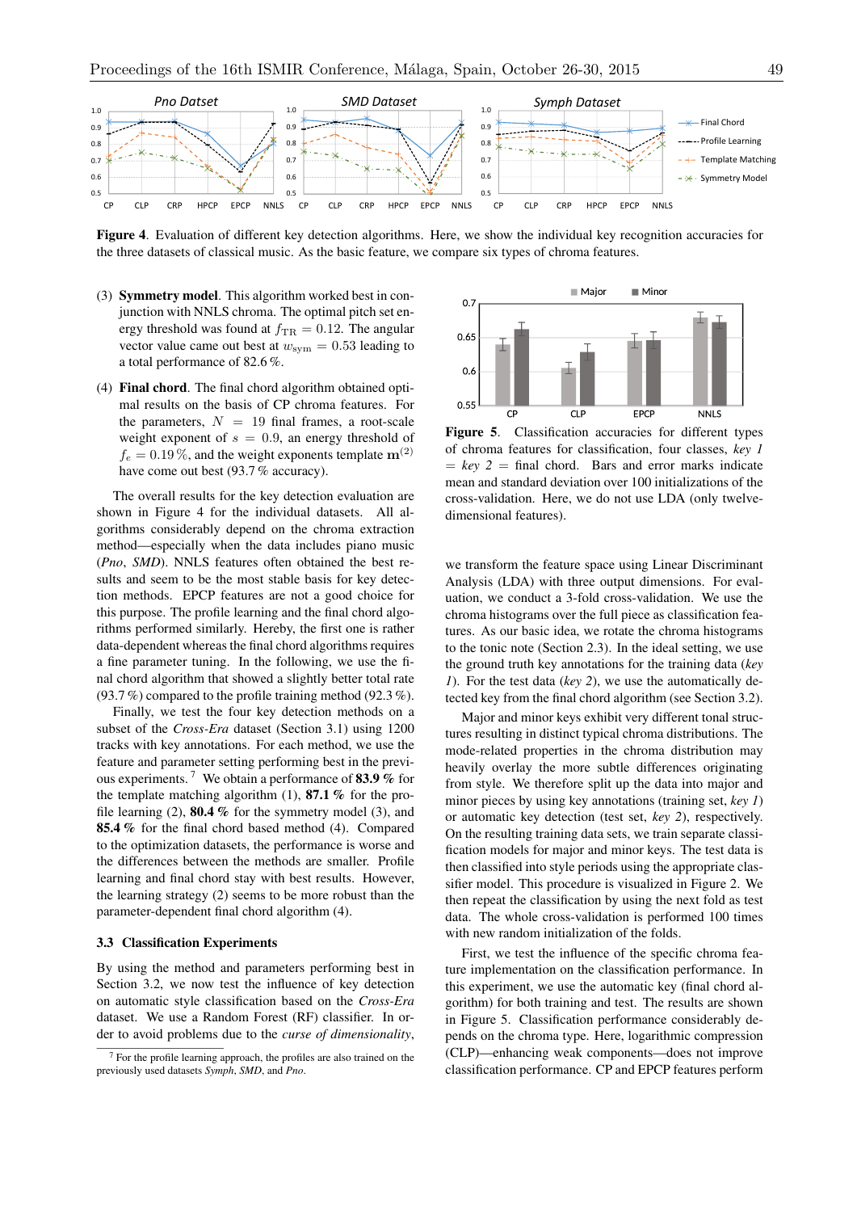Figure 4. Evaluation of different key detection algorithms. Here, we show the individual key recognition accuracies for the three datasets of classical music. As the basic feature, we compare six types of chroma features.

(3) **Symmetry model**. This algorithm worked best in conjunction with NNLS chroma. The optimal pitch set energy threshold was found at $f_{\mathrm{TR}} = 0.12$. The angular vector value came out best at $w_{\mathrm{sym}} = 0.53$ leading to a total performance of 82.6 %.

(4) **Final chord**. The final chord algorithm obtained optimal results on the basis of CP chroma features. For the parameters, $N = 19$ final frames, a root-scale weight exponent of $s = 0.9$, an energy threshold of $f_e = 0.19\,\%$, and the weight exponents template $\mathbf{m}^{(2)}$ have come out best (93.7 % accuracy).

The overall results for the key detection evaluation are shown in Figure 4 for the individual datasets. All algorithms considerably depend on the chroma extraction method—especially when the data includes piano music (*Pno*, *SMD*). NNLS features often obtained the best results and seem to be the most stable basis for key detection methods. EPCP features are not a good choice for this purpose. The profile learning and the final chord algorithms performed similarly. Hereby, the first one is rather data-dependent whereas the final chord algorithms requires a fine parameter tuning. In the following, we use the final chord algorithm that showed a slightly better total rate (93.7 %) compared to the profile training method (92.3 %).

Finally, we test the four key detection methods on a subset of the *Cross-Era* dataset (Section 3.1) using 1200 tracks with key annotations. For each method, we use the feature and parameter setting performing best in the previous experiments. [7] We obtain a performance of **83.9 %** for the template matching algorithm (1), **87.1 %** for the profile learning (2), **80.4 %** for the symmetry model (3), and **85.4 %** for the final chord based method (4). Compared to the optimization datasets, the performance is worse and the differences between the methods are smaller. Profile learning and final chord stay with best results. However, the learning strategy (2) seems to be more robust than the parameter-dependent final chord algorithm (4).

### 3.3 Classification Experiments

By using the method and parameters performing best in Section 3.2, we now test the influence of key detection on automatic style classification based on the *Cross-Era* dataset. We use a Random Forest (RF) classifier. In order to avoid problems due to the *curse of dimensionality*, we transform the feature space using Linear Discriminant Analysis (LDA) with three output dimensions. For evaluation, we conduct a 3-fold cross-validation. We use the chroma histograms over the full piece as classification features. As our basic idea, we rotate the chroma histograms to the tonic note (Section 2.3). In the ideal setting, we use the ground truth key annotations for the training data (*key 1*). For the test data (*key 2*), we use the automatically detected key from the final chord algorithm (see Section 3.2).

Major and minor keys exhibit very different tonal structures resulting in distinct typical chroma distributions. The mode-related properties in the chroma distribution may heavily overlay the more subtle differences originating from style. We therefore split up the data into major and minor pieces by using key annotations (training set, *key 1*) or automatic key detection (test set, *key 2*), respectively. On the resulting training data sets, we train separate classification models for major and minor keys. The test data is then classified into style periods using the appropriate classifier model. This procedure is visualized in Figure 2. We then repeat the classification by using the next fold as test data. The whole cross-validation is performed 100 times with new random initialization of the folds.

Figure 5. Classification accuracies for different types of chroma features for classification, four classes, *key 1* = *key 2* = final chord. Bars and error marks indicate mean and standard deviation over 100 initializations of the cross-validation. Here, we do not use LDA (only twelve-dimensional features).

First, we test the influence of the specific chroma feature implementation on the classification performance. In this experiment, we use the automatic key (final chord algorithm) for both training and test. The results are shown in Figure 5. Classification performance considerably depends on the chroma type. Here, logarithmic compression (CLP)—enhancing weak components—does not improve classification performance. CP and EPCP features perform

[7] For the profile learning approach, the profiles are also trained on the previously used datasets *Symph*, *SMD*, and *Pno*.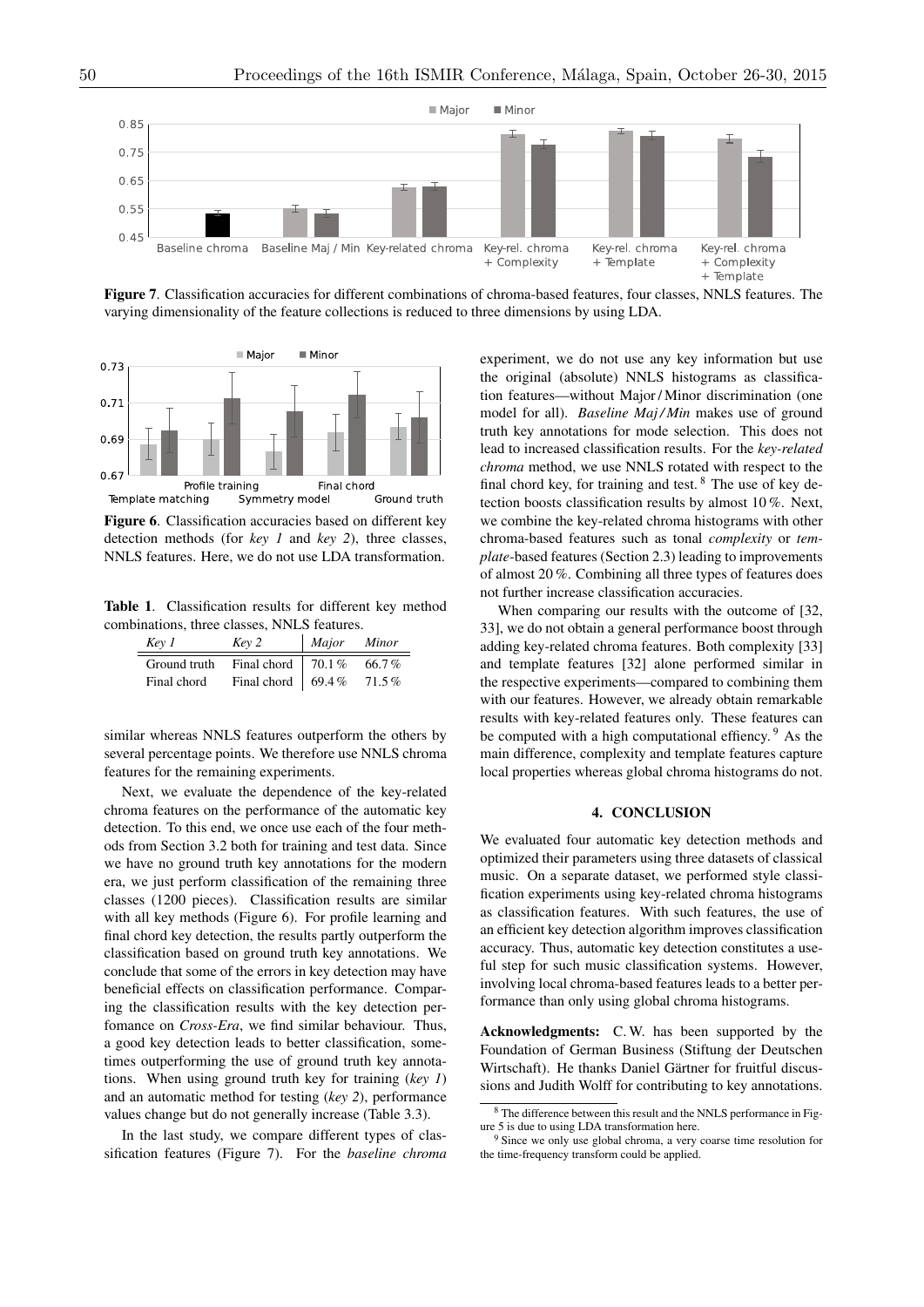**Figure 7**. Classification accuracies for different combinations of chroma-based features, four classes, NNLS features. The varying dimensionality of the feature collections is reduced to three dimensions by using LDA.

**Figure 6**. Classification accuracies based on different key detection methods (for *key 1* and *key 2*), three classes, NNLS features. Here, we do not use LDA transformation.

**Table 1**. Classification results for different key method combinations, three classes, NNLS features.

| *Key 1* | *Key 2* | *Major* | *Minor* |
|---|---|---|---|
| Ground truth | Final chord | 70.1 % | 66.7 % |
| Final chord | Final chord | 69.4 % | 71.5 % |

similar whereas NNLS features outperform the others by several percentage points. We therefore use NNLS chroma features for the remaining experiments.

Next, we evaluate the dependence of the key-related chroma features on the performance of the automatic key detection. To this end, we once use each of the four methods from Section 3.2 both for training and test data. Since we have no ground truth key annotations for the modern era, we just perform classification of the remaining three classes (1200 pieces). Classification results are similar with all key methods (Figure 6). For profile learning and final chord key detection, the results partly outperform the classification based on ground truth key annotations. We conclude that some of the errors in key detection may have beneficial effects on classification performance. Comparing the classification results with the key detection perfomance on *Cross-Era*, we find similar behaviour. Thus, a good key detection leads to better classification, sometimes outperforming the use of ground truth key annotations. When using ground truth key for training (*key 1*) and an automatic method for testing (*key 2*), performance values change but do not generally increase (Table 3.3).

In the last study, we compare different types of classification features (Figure 7). For the *baseline chroma* experiment, we do not use any key information but use the original (absolute) NNLS histograms as classification features—without Major / Minor discrimination (one model for all). *Baseline Maj / Min* makes use of ground truth key annotations for mode selection. This does not lead to increased classification results. For the *key-related chroma* method, we use NNLS rotated with respect to the final chord key, for training and test. [8] The use of key detection boosts classification results by almost 10 %. Next, we combine the key-related chroma histograms with other chroma-based features such as tonal *complexity* or *template*-based features (Section 2.3) leading to improvements of almost 20 %. Combining all three types of features does not further increase classification accuracies.

When comparing our results with the outcome of [32, 33], we do not obtain a general performance boost through adding key-related chroma features. Both complexity [33] and template features [32] alone performed similar in the respective experiments—compared to combining them with our features. However, we already obtain remarkable results with key-related features only. These features can be computed with a high computational effiency. [9] As the main difference, complexity and template features capture local properties whereas global chroma histograms do not.

## 4. CONCLUSION

We evaluated four automatic key detection methods and optimized their parameters using three datasets of classical music. On a separate dataset, we performed style classification experiments using key-related chroma histograms as classification features. With such features, the use of an efficient key detection algorithm improves classification accuracy. Thus, automatic key detection constitutes a useful step for such music classification systems. However, involving local chroma-based features leads to a better performance than only using global chroma histograms.

**Acknowledgments:** C. W. has been supported by the Foundation of German Business (Stiftung der Deutschen Wirtschaft). He thanks Daniel Gärtner for fruitful discussions and Judith Wolff for contributing to key annotations.

[8] The difference between this result and the NNLS performance in Figure 5 is due to using LDA transformation here.

[9] Since we only use global chroma, a very coarse time resolution for the time-frequency transform could be applied.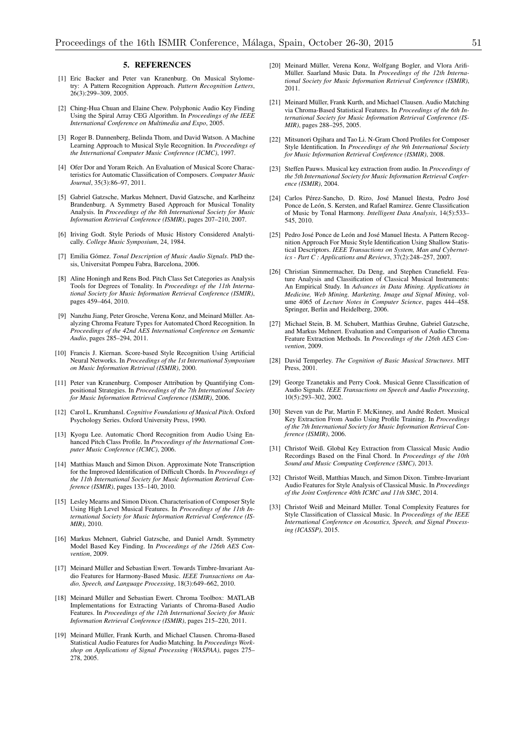## 5. REFERENCES

[1] Eric Backer and Peter van Kranenburg. On Musical Stylometry: A Pattern Recognition Approach. *Pattern Recognition Letters*, 26(3):299–309, 2005.

[2] Ching-Hua Chuan and Elaine Chew. Polyphonic Audio Key Finding Using the Spiral Array CEG Algorithm. In *Proceedings of the IEEE International Conference on Multimedia and Expo*, 2005.

[3] Roger B. Dannenberg, Belinda Thom, and David Watson. A Machine Learning Approach to Musical Style Recognition. In *Proceedings of the International Computer Music Conference (ICMC)*, 1997.

[4] Ofer Dor and Yoram Reich. An Evaluation of Musical Score Characteristics for Automatic Classification of Composers. *Computer Music Journal*, 35(3):86–97, 2011.

[5] Gabriel Gatzsche, Markus Mehnert, David Gatzsche, and Karlheinz Brandenburg. A Symmetry Based Approach for Musical Tonality Analysis. In *Proceedings of the 8th International Society for Music Information Retrieval Conference (ISMIR)*, pages 207–210, 2007.

[6] Iriving Godt. Style Periods of Music History Considered Analytically. *College Music Symposium*, 24, 1984.

[7] Emilia Gómez. *Tonal Description of Music Audio Signals*. PhD thesis, Universitat Pompeu Fabra, Barcelona, 2006.

[8] Aline Honingh and Rens Bod. Pitch Class Set Categories as Analysis Tools for Degrees of Tonality. In *Proceedings of the 11th International Society for Music Information Retrieval Conference (ISMIR)*, pages 459–464, 2010.

[9] Nanzhu Jiang, Peter Grosche, Verena Konz, and Meinard Müller. Analyzing Chroma Feature Types for Automated Chord Recognition. In *Proceedings of the 42nd AES International Conference on Semantic Audio*, pages 285–294, 2011.

[10] Francis J. Kiernan. Score-based Style Recognition Using Artificial Neural Networks. In *Proceedings of the 1st International Symposium on Music Information Retrieval (ISMIR)*, 2000.

[11] Peter van Kranenburg. Composer Attribution by Quantifying Compositional Strategies. In *Proceedings of the 7th International Society for Music Information Retrieval Conference (ISMIR)*, 2006.

[12] Carol L. Krumhansl. *Cognitive Foundations of Musical Pitch*. Oxford Psychology Series. Oxford University Press, 1990.

[13] Kyogu Lee. Automatic Chord Recognition from Audio Using Enhanced Pitch Class Profile. In *Proceedings of the International Computer Music Conference (ICMC)*, 2006.

[14] Matthias Mauch and Simon Dixon. Approximate Note Transcription for the Improved Identification of Difficult Chords. In *Proceedings of the 11th International Society for Music Information Retrieval Conference (ISMIR)*, pages 135–140, 2010.

[15] Lesley Mearns and Simon Dixon. Characterisation of Composer Style Using High Level Musical Features. In *Proceedings of the 11th International Society for Music Information Retrieval Conference (ISMIR)*, 2010.

[16] Markus Mehnert, Gabriel Gatzsche, and Daniel Arndt. Symmetry Model Based Key Finding. In *Proceedings of the 126th AES Convention*, 2009.

[17] Meinard Müller and Sebastian Ewert. Towards Timbre-Invariant Audio Features for Harmony-Based Music. *IEEE Transactions on Audio, Speech, and Language Processing*, 18(3):649–662, 2010.

[18] Meinard Müller and Sebastian Ewert. Chroma Toolbox: MATLAB Implementations for Extracting Variants of Chroma-Based Audio Features. In *Proceedings of the 12th International Society for Music Information Retrieval Conference (ISMIR)*, pages 215–220, 2011.

[19] Meinard Müller, Frank Kurth, and Michael Clausen. Chroma-Based Statistical Audio Features for Audio Matching. In *Proceedings Workshop on Applications of Signal Processing (WASPAA)*, pages 275–278, 2005.

[20] Meinard Müller, Verena Konz, Wolfgang Bogler, and Vlora Arifi-Müller. Saarland Music Data. In *Proceedings of the 12th International Society for Music Information Retrieval Conference (ISMIR)*, 2011.

[21] Meinard Müller, Frank Kurth, and Michael Clausen. Audio Matching via Chroma-Based Statistical Features. In *Proceedings of the 6th International Society for Music Information Retrieval Conference (ISMIR)*, pages 288–295, 2005.

[22] Mitsunori Ogihara and Tao Li. N-Gram Chord Profiles for Composer Style Identification. In *Proceedings of the 9th International Society for Music Information Retrieval Conference (ISMIR)*, 2008.

[23] Steffen Pauws. Musical key extraction from audio. In *Proceedings of the 5th International Society for Music Information Retrieval Conference (ISMIR)*, 2004.

[24] Carlos Pérez-Sancho, D. Rizo, José Manuel Iñesta, Pedro José Ponce de León, S. Kersten, and Rafael Ramirez. Genre Classification of Music by Tonal Harmony. *Intelligent Data Analysis*, 14(5):533–545, 2010.

[25] Pedro José Ponce de León and José Manuel Iñesta. A Pattern Recognition Approach For Music Style Identification Using Shallow Statistical Descriptors. *IEEE Transactions on System, Man and Cybernetics - Part C : Applications and Reviews*, 37(2):248–257, 2007.

[26] Christian Simmermacher, Da Deng, and Stephen Cranefield. Feature Analysis and Classification of Classical Musical Instruments: An Empirical Study. In *Advances in Data Mining. Applications in Medicine, Web Mining, Marketing, Image and Signal Mining*, volume 4065 of *Lecture Notes in Computer Science*, pages 444–458. Springer, Berlin and Heidelberg, 2006.

[27] Michael Stein, B. M. Schubert, Matthias Gruhne, Gabriel Gatzsche, and Markus Mehnert. Evaluation and Comparison of Audio Chroma Feature Extraction Methods. In *Proceedings of the 126th AES Convention*, 2009.

[28] David Temperley. *The Cognition of Basic Musical Structures*. MIT Press, 2001.

[29] George Tzanetakis and Perry Cook. Musical Genre Classification of Audio Signals. *IEEE Transactions on Speech and Audio Processing*, 10(5):293–302, 2002.

[30] Steven van de Par, Martin F. McKinney, and André Redert. Musical Key Extraction From Audio Using Profile Training. In *Proceedings of the 7th International Society for Music Information Retrieval Conference (ISMIR)*, 2006.

[31] Christof Weiß. Global Key Extraction from Classical Music Audio Recordings Based on the Final Chord. In *Proceedings of the 10th Sound and Music Computing Conference (SMC)*, 2013.

[32] Christof Weiß, Matthias Mauch, and Simon Dixon. Timbre-Invariant Audio Features for Style Analysis of Classical Music. In *Proceedings of the Joint Conference 40th ICMC and 11th SMC*, 2014.

[33] Christof Weiß and Meinard Müller. Tonal Complexity Features for Style Classification of Classical Music. In *Proceedings of the IEEE International Conference on Acoustics, Speech, and Signal Processing (ICASSP)*, 2015.